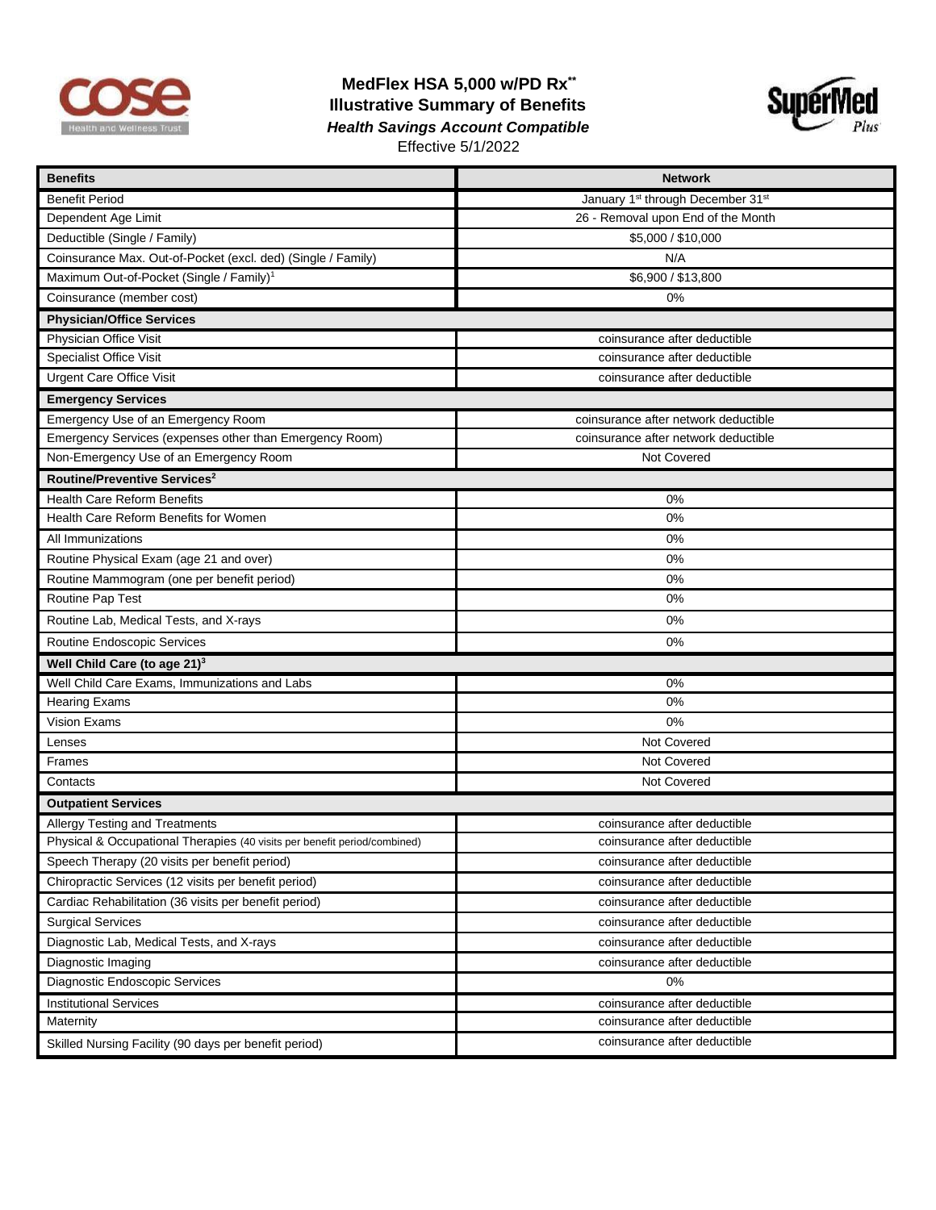# MedFlex HSA 5,000 w/PD Rx**

## Illustrative Summary of Benefits

***Health Savings Account Compatible***

Effective 5/1/2022

| Benefits | Network |
|---|---|
| Benefit Period | January 1st through December 31st |
| Dependent Age Limit | 26 - Removal upon End of the Month |
| Deductible (Single / Family) | $5,000 / $10,000 |
| Coinsurance Max. Out-of-Pocket (excl. ded) (Single / Family) | N/A |
| Maximum Out-of-Pocket (Single / Family)[1] | $6,900 / $13,800 |
| Coinsurance (member cost) | 0% |
| **Physician/Office Services** | |
| Physician Office Visit | coinsurance after deductible |
| Specialist Office Visit | coinsurance after deductible |
| Urgent Care Office Visit | coinsurance after deductible |
| **Emergency Services** | |
| Emergency Use of an Emergency Room | coinsurance after network deductible |
| Emergency Services (expenses other than Emergency Room) | coinsurance after network deductible |
| Non-Emergency Use of an Emergency Room | Not Covered |
| **Routine/Preventive Services[2]** | |
| Health Care Reform Benefits | 0% |
| Health Care Reform Benefits for Women | 0% |
| All Immunizations | 0% |
| Routine Physical Exam (age 21 and over) | 0% |
| Routine Mammogram (one per benefit period) | 0% |
| Routine Pap Test | 0% |
| Routine Lab, Medical Tests, and X-rays | 0% |
| Routine Endoscopic Services | 0% |
| **Well Child Care (to age 21)[3]** | |
| Well Child Care Exams, Immunizations and Labs | 0% |
| Hearing Exams | 0% |
| Vision Exams | 0% |
| Lenses | Not Covered |
| Frames | Not Covered |
| Contacts | Not Covered |
| **Outpatient Services** | |
| Allergy Testing and Treatments | coinsurance after deductible |
| Physical & Occupational Therapies (40 visits per benefit period/combined) | coinsurance after deductible |
| Speech Therapy (20 visits per benefit period) | coinsurance after deductible |
| Chiropractic Services (12 visits per benefit period) | coinsurance after deductible |
| Cardiac Rehabilitation (36 visits per benefit period) | coinsurance after deductible |
| Surgical Services | coinsurance after deductible |
| Diagnostic Lab, Medical Tests, and X-rays | coinsurance after deductible |
| Diagnostic Imaging | coinsurance after deductible |
| Diagnostic Endoscopic Services | 0% |
| Institutional Services | coinsurance after deductible |
| Maternity | coinsurance after deductible |
| Skilled Nursing Facility (90 days per benefit period) | coinsurance after deductible |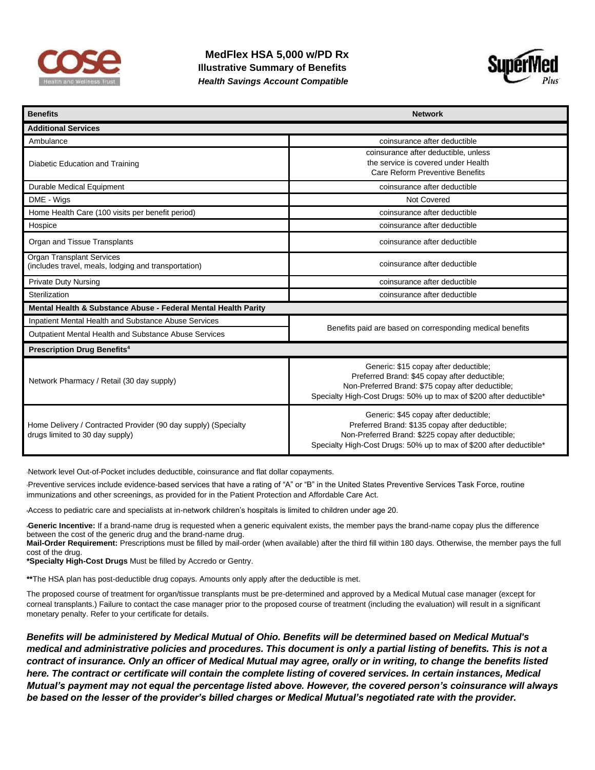# MedFlex HSA 5,000 w/PD Rx

**Illustrative Summary of Benefits**

***Health Savings Account Compatible***

| Benefits | Network |
|---|---|
| **Additional Services** | |
| Ambulance | coinsurance after deductible |
| Diabetic Education and Training | coinsurance after deductible, unless the service is covered under Health Care Reform Preventive Benefits |
| Durable Medical Equipment | coinsurance after deductible |
| DME - Wigs | Not Covered |
| Home Health Care (100 visits per benefit period) | coinsurance after deductible |
| Hospice | coinsurance after deductible |
| Organ and Tissue Transplants | coinsurance after deductible |
| Organ Transplant Services (includes travel, meals, lodging and transportation) | coinsurance after deductible |
| Private Duty Nursing | coinsurance after deductible |
| Sterilization | coinsurance after deductible |
| **Mental Health & Substance Abuse - Federal Mental Health Parity** | |
| Inpatient Mental Health and Substance Abuse Services | Benefits paid are based on corresponding medical benefits |
| Outpatient Mental Health and Substance Abuse Services | Benefits paid are based on corresponding medical benefits |
| **Prescription Drug Benefits[4]** | |
| Network Pharmacy / Retail (30 day supply) | Generic: $15 copay after deductible; Preferred Brand: $45 copay after deductible; Non-Preferred Brand: $75 copay after deductible; Specialty High-Cost Drugs: 50% up to max of $200 after deductible* |
| Home Delivery / Contracted Provider (90 day supply) (Specialty drugs limited to 30 day supply) | Generic: $45 copay after deductible; Preferred Brand: $135 copay after deductible; Non-Preferred Brand: $225 copay after deductible; Specialty High-Cost Drugs: 50% up to max of $200 after deductible* |

[1]Network level Out-of-Pocket includes deductible, coinsurance and flat dollar copayments.

[2]Preventive services include evidence-based services that have a rating of "A" or "B" in the United States Preventive Services Task Force, routine immunizations and other screenings, as provided for in the Patient Protection and Affordable Care Act.

[3]Access to pediatric care and specialists at in-network children's hospitals is limited to children under age 20.

[4]**Generic Incentive:** If a brand-name drug is requested when a generic equivalent exists, the member pays the brand-name copay plus the difference between the cost of the generic drug and the brand-name drug.
**Mail-Order Requirement:** Prescriptions must be filled by mail-order (when available) after the third fill within 180 days. Otherwise, the member pays the full cost of the drug.
***Specialty High-Cost Drugs** Must be filled by Accredo or Gentry.

**The HSA plan has post-deductible drug copays. Amounts only apply after the deductible is met.

The proposed course of treatment for organ/tissue transplants must be pre-determined and approved by a Medical Mutual case manager (except for corneal transplants.) Failure to contact the case manager prior to the proposed course of treatment (including the evaluation) will result in a significant monetary penalty. Refer to your certificate for details.

***Benefits will be administered by Medical Mutual of Ohio. Benefits will be determined based on Medical Mutual's medical and administrative policies and procedures. This document is only a partial listing of benefits. This is not a contract of insurance. Only an officer of Medical Mutual may agree, orally or in writing, to change the benefits listed here. The contract or certificate will contain the complete listing of covered services. In certain instances, Medical Mutual's payment may not equal the percentage listed above. However, the covered person's coinsurance will always be based on the lesser of the provider's billed charges or Medical Mutual's negotiated rate with the provider.***